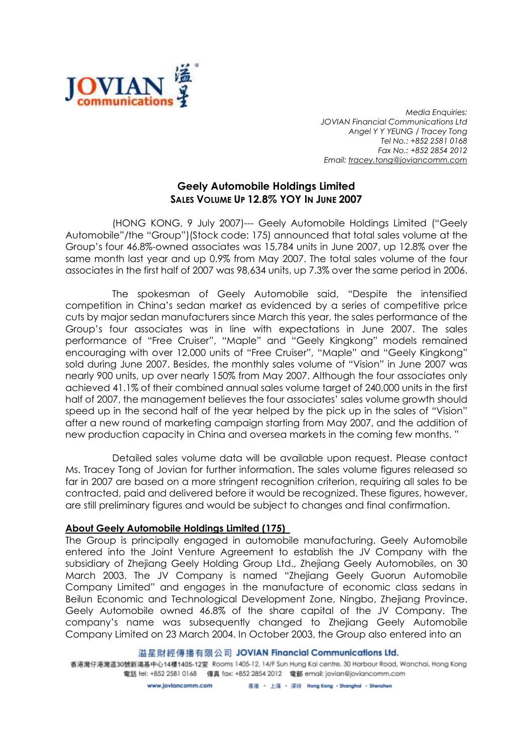*Media Enquiries:*
*JOVIAN Financial Communications Ltd*
*Angel Y Y YEUNG / Tracey Tong*
*Tel No.: +852 2581 0168*
*Fax No.: +852 2854 2012*
*Email: tracey.tong@joviancomm.com*

# Geely Automobile Holdings Limited
## SALES VOLUME UP 12.8% YOY IN JUNE 2007

(HONG KONG, 9 July 2007)--- Geely Automobile Holdings Limited ("Geely Automobile"/the "Group")(Stock code: 175) announced that total sales volume at the Group's four 46.8%-owned associates was 15,784 units in June 2007, up 12.8% over the same month last year and up 0.9% from May 2007. The total sales volume of the four associates in the first half of 2007 was 98,634 units, up 7.3% over the same period in 2006.

The spokesman of Geely Automobile said, "Despite the intensified competition in China's sedan market as evidenced by a series of competitive price cuts by major sedan manufacturers since March this year, the sales performance of the Group's four associates was in line with expectations in June 2007. The sales performance of "Free Cruiser", "Maple" and "Geely Kingkong" models remained encouraging with over 12,000 units of "Free Cruiser", "Maple" and "Geely Kingkong" sold during June 2007. Besides, the monthly sales volume of "Vision" in June 2007 was nearly 900 units, up over nearly 150% from May 2007. Although the four associates only achieved 41.1% of their combined annual sales volume target of 240,000 units in the first half of 2007, the management believes the four associates' sales volume growth should speed up in the second half of the year helped by the pick up in the sales of "Vision" after a new round of marketing campaign starting from May 2007, and the addition of new production capacity in China and oversea markets in the coming few months. "

Detailed sales volume data will be available upon request. Please contact Ms. Tracey Tong of Jovian for further information. The sales volume figures released so far in 2007 are based on a more stringent recognition criterion, requiring all sales to be contracted, paid and delivered before it would be recognized. These figures, however, are still preliminary figures and would be subject to changes and final confirmation.

**About Geely Automobile Holdings Limited (175)**

The Group is principally engaged in automobile manufacturing. Geely Automobile entered into the Joint Venture Agreement to establish the JV Company with the subsidiary of Zhejiang Geely Holding Group Ltd., Zhejiang Geely Automobiles, on 30 March 2003. The JV Company is named "Zhejiang Geely Guorun Automobile Company Limited" and engages in the manufacture of economic class sedans in Beilun Economic and Technological Development Zone, Ningbo, Zhejiang Province. Geely Automobile owned 46.8% of the share capital of the JV Company. The company's name was subsequently changed to Zhejiang Geely Automobile Company Limited on 23 March 2004. In October 2003, the Group also entered into an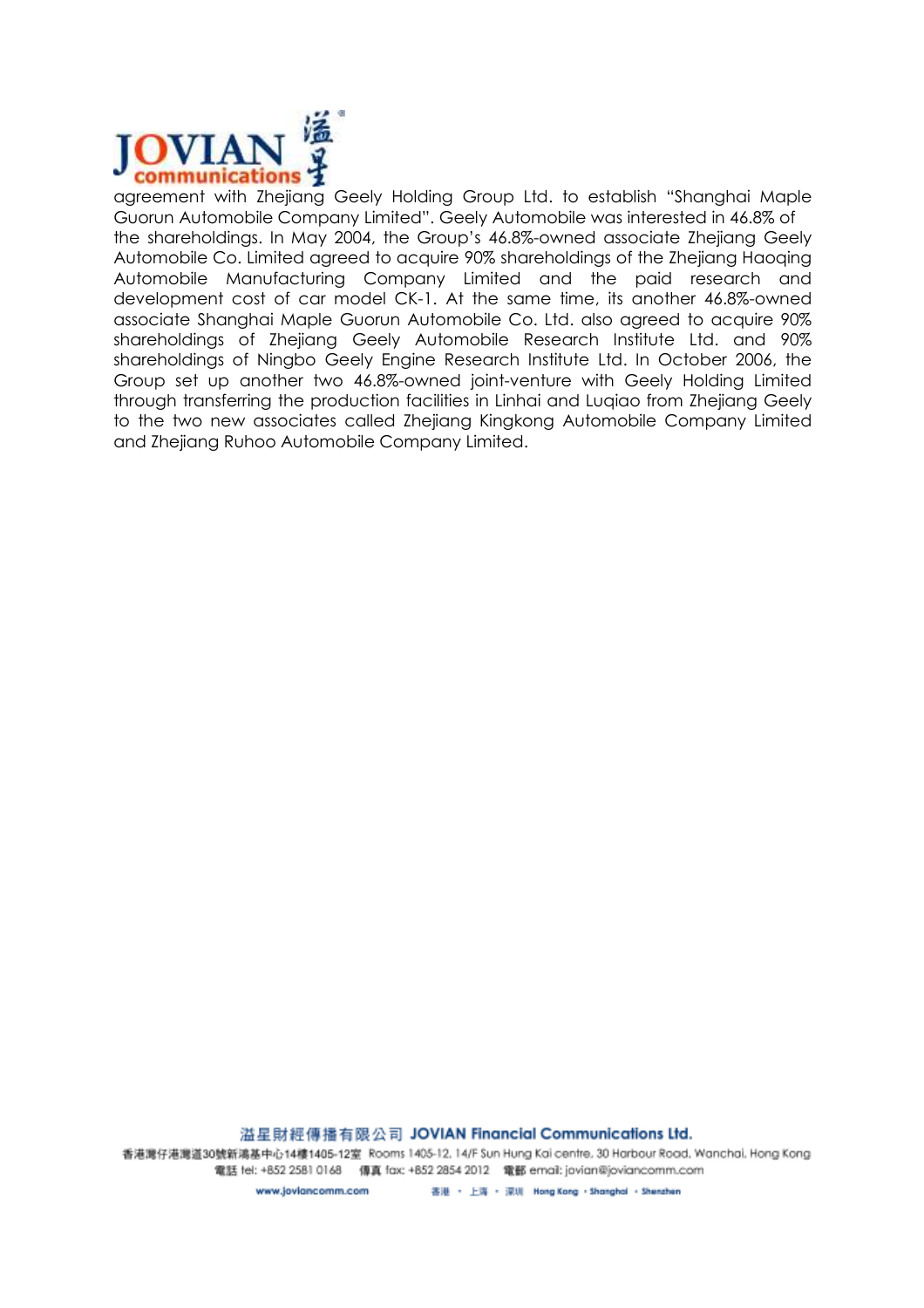agreement with Zhejiang Geely Holding Group Ltd. to establish "Shanghai Maple Guorun Automobile Company Limited". Geely Automobile was interested in 46.8% of the shareholdings. In May 2004, the Group's 46.8%-owned associate Zhejiang Geely Automobile Co. Limited agreed to acquire 90% shareholdings of the Zhejiang Haoqing Automobile Manufacturing Company Limited and the paid research and development cost of car model CK-1. At the same time, its another 46.8%-owned associate Shanghai Maple Guorun Automobile Co. Ltd. also agreed to acquire 90% shareholdings of Zhejiang Geely Automobile Research Institute Ltd. and 90% shareholdings of Ningbo Geely Engine Research Institute Ltd. In October 2006, the Group set up another two 46.8%-owned joint-venture with Geely Holding Limited through transferring the production facilities in Linhai and Luqiao from Zhejiang Geely to the two new associates called Zhejiang Kingkong Automobile Company Limited and Zhejiang Ruhoo Automobile Company Limited.